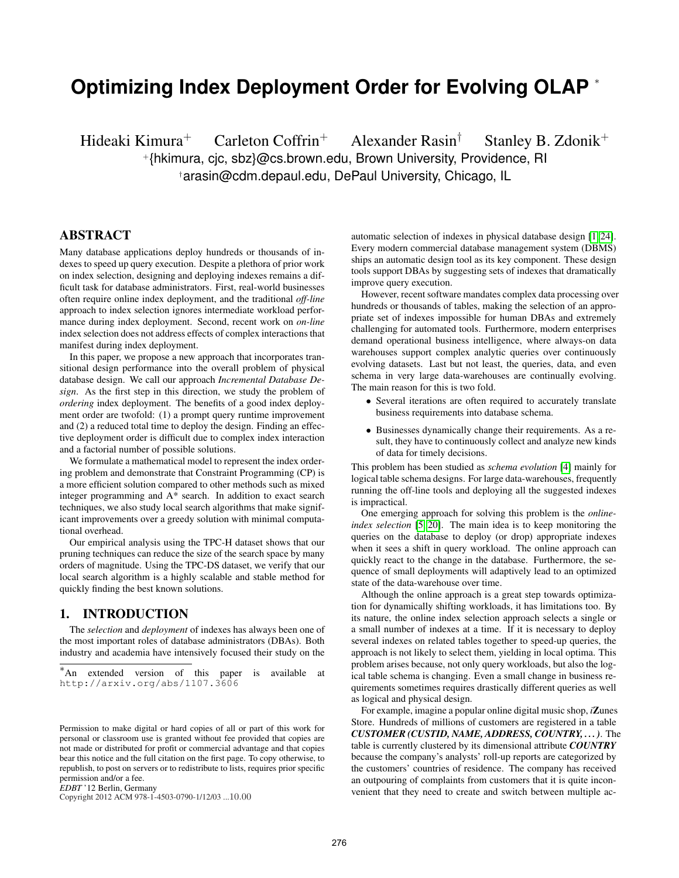# Optimizing Index Deployment Order for Evolving OLAP *

Hideaki Kimura[+] Carleton Coffrin[+] Alexander Rasin[†] Stanley B. Zdonik[+]

[+]{hkimura, cjc, sbz}@cs.brown.edu, Brown University, Providence, RI

[†]arasin@cdm.depaul.edu, DePaul University, Chicago, IL

## ABSTRACT

Many database applications deploy hundreds or thousands of indexes to speed up query execution. Despite a plethora of prior work on index selection, designing and deploying indexes remains a difficult task for database administrators. First, real-world businesses often require online index deployment, and the traditional *off-line* approach to index selection ignores intermediate workload performance during index deployment. Second, recent work on *on-line* index selection does not address effects of complex interactions that manifest during index deployment.

In this paper, we propose a new approach that incorporates transitional design performance into the overall problem of physical database design. We call our approach *Incremental Database Design*. As the first step in this direction, we study the problem of *ordering* index deployment. The benefits of a good index deployment order are twofold: (1) a prompt query runtime improvement and (2) a reduced total time to deploy the design. Finding an effective deployment order is difficult due to complex index interaction and a factorial number of possible solutions.

We formulate a mathematical model to represent the index ordering problem and demonstrate that Constraint Programming (CP) is a more efficient solution compared to other methods such as mixed integer programming and A* search. In addition to exact search techniques, we also study local search algorithms that make significant improvements over a greedy solution with minimal computational overhead.

Our empirical analysis using the TPC-H dataset shows that our pruning techniques can reduce the size of the search space by many orders of magnitude. Using the TPC-DS dataset, we verify that our local search algorithm is a highly scalable and stable method for quickly finding the best known solutions.

## 1. INTRODUCTION

The *selection* and *deployment* of indexes has always been one of the most important roles of database administrators (DBAs). Both industry and academia have intensively focused their study on the automatic selection of indexes in physical database design [1, 24]. Every modern commercial database management system (DBMS) ships an automatic design tool as its key component. These design tools support DBAs by suggesting sets of indexes that dramatically improve query execution.

However, recent software mandates complex data processing over hundreds or thousands of tables, making the selection of an appropriate set of indexes impossible for human DBAs and extremely challenging for automated tools. Furthermore, modern enterprises demand operational business intelligence, where always-on data warehouses support complex analytic queries over continuously evolving datasets. Last but not least, the queries, data, and even schema in very large data-warehouses are continually evolving. The main reason for this is two fold.

- Several iterations are often required to accurately translate business requirements into database schema.
- Businesses dynamically change their requirements. As a result, they have to continuously collect and analyze new kinds of data for timely decisions.

This problem has been studied as *schema evolution* [4] mainly for logical table schema designs. For large data-warehouses, frequently running the off-line tools and deploying all the suggested indexes is impractical.

One emerging approach for solving this problem is the *online-index selection* [5, 20]. The main idea is to keep monitoring the queries on the database to deploy (or drop) appropriate indexes when it sees a shift in query workload. The online approach can quickly react to the change in the database. Furthermore, the sequence of small deployments will adaptively lead to an optimized state of the data-warehouse over time.

Although the online approach is a great step towards optimization for dynamically shifting workloads, it has limitations too. By its nature, the online index selection approach selects a single or a small number of indexes at a time. If it is necessary to deploy several indexes on related tables together to speed-up queries, the approach is not likely to select them, yielding in local optima. This problem arises because, not only query workloads, but also the logical table schema is changing. Even a small change in business requirements sometimes requires drastically different queries as well as logical and physical design.

For example, imagine a popular online digital music shop, ***i*Zunes** Store. Hundreds of millions of customers are registered in a table ***CUSTOMER (CUSTID, NAME, ADDRESS, COUNTRY, ...)***. The table is currently clustered by its dimensional attribute ***COUNTRY*** because the company's analysts' roll-up reports are categorized by the customers' countries of residence. The company has received an outpouring of complaints from customers that it is quite inconvenient that they need to create and switch between multiple ac-

*An extended version of this paper is available at http://arxiv.org/abs/1107.3606

Permission to make digital or hard copies of all or part of this work for personal or classroom use is granted without fee provided that copies are not made or distributed for profit or commercial advantage and that copies bear this notice and the full citation on the first page. To copy otherwise, to republish, to post on servers or to redistribute to lists, requires prior specific permission and/or a fee.
*EDBT* '12 Berlin, Germany
Copyright 2012 ACM 978-1-4503-0790-1/12/03 ...10.00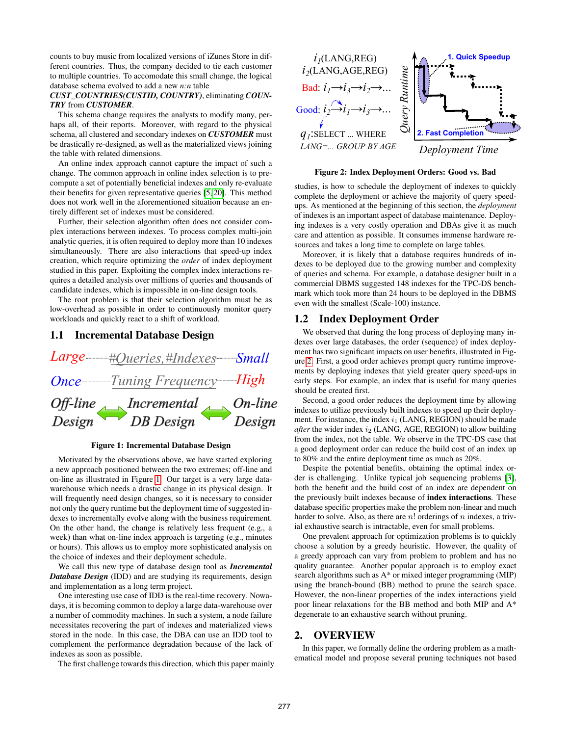counts to buy music from localized versions of iZunes Store in different countries. Thus, the company decided to tie each customer to multiple countries. To accomodate this small change, the logical database schema evolved to add a new *n:n* table ***CUST_COUNTRIES(CUSTID, COUNTRY)***, eliminating ***COUNTRY*** from ***CUSTOMER***.

This schema change requires the analysts to modify many, perhaps all, of their reports. Moreover, with regard to the physical schema, all clustered and secondary indexes on ***CUSTOMER*** must be drastically re-designed, as well as the materialized views joining the table with related dimensions.

An online index approach cannot capture the impact of such a change. The common approach in online index selection is to pre-compute a set of potentially beneficial indexes and only re-evaluate their benefits for given representative queries [5, 20]. This method does not work well in the aforementioned situation because an entirely different set of indexes must be considered.

Further, their selection algorithm often does not consider complex interactions between indexes. To process complex multi-join analytic queries, it is often required to deploy more than 10 indexes simultaneously. There are also interactions that speed-up index creation, which require optimizing the *order* of index deployment studied in this paper. Exploiting the complex index interactions requires a detailed analysis over millions of queries and thousands of candidate indexes, which is impossible in on-line design tools.

The root problem is that their selection algorithm must be as low-overhead as possible in order to continuously monitor query workloads and quickly react to a shift of workload.

## 1.1 Incremental Database Design

Large — #Queries,#Indexes — Small

Once — Tuning Frequency — High

Off-line Design ⟷ Incremental DB Design ⟷ On-line Design

**Figure 1: Incremental Database Design**

Motivated by the observations above, we have started exploring a new approach positioned between the two extremes; off-line and on-line as illustrated in Figure 1. Our target is a very large data-warehouse which needs a drastic change in its physical design. It will frequently need design changes, so it is necessary to consider not only the query runtime but the deployment time of suggested indexes to incrementally evolve along with the business requirement. On the other hand, the change is relatively less frequent (e.g., a week) than what on-line index approach is targeting (e.g., minutes or hours). This allows us to employ more sophisticated analysis on the choice of indexes and their deployment schedule.

We call this new type of database design tool as ***Incremental Database Design*** (IDD) and are studying its requirements, design and implementation as a long term project.

One interesting use case of IDD is the real-time recovery. Nowadays, it is becoming common to deploy a large data-warehouse over a number of commodity machines. In such a system, a node failure necessitates recovering the part of indexes and materialized views stored in the node. In this case, the DBA can use an IDD tool to complement the performance degradation because of the lack of indexes as soon as possible.

The first challenge towards this direction, which this paper mainly studies, is how to schedule the deployment of indexes to quickly complete the deployment or achieve the majority of query speed-ups. As mentioned at the beginning of this section, the *deployment* of indexes is an important aspect of database maintenance. Deploying indexes is a very costly operation and DBAs give it as much care and attention as possible. It consumes immense hardware resources and takes a long time to complete on large tables.

$i_1$(LANG,REG)
$i_2$(LANG,AGE,REG)
Bad: $i_1 \rightarrow i_3 \rightarrow i_2 \rightarrow \ldots$
Good: $i_2 \rightarrow i_1 \rightarrow i_3 \rightarrow \ldots$
$q_1$:SELECT ... WHERE LANG=... GROUP BY AGE

Query Runtime / Deployment Time — 1. Quick Speedup, 2. Fast Completion

**Figure 2: Index Deployment Orders: Good vs. Bad**

Moreover, it is likely that a database requires hundreds of indexes to be deployed due to the growing number and complexity of queries and schema. For example, a database designer built in a commercial DBMS suggested 148 indexes for the TPC-DS benchmark which took more than 24 hours to be deployed in the DBMS even with the smallest (Scale-100) instance.

## 1.2 Index Deployment Order

We observed that during the long process of deploying many indexes over large databases, the order (sequence) of index deployment has two significant impacts on user benefits, illustrated in Figure 2. First, a good order achieves prompt query runtime improvements by deploying indexes that yield greater query speed-ups in early steps. For example, an index that is useful for many queries should be created first.

Second, a good order reduces the deployment time by allowing indexes to utilize previously built indexes to speed up their deployment. For instance, the index $i_1$ (LANG, REGION) should be made *after* the wider index $i_2$ (LANG, AGE, REGION) to allow building from the index, not the table. We observe in the TPC-DS case that a good deployment order can reduce the build cost of an index up to 80% and the entire deployment time as much as 20%.

Despite the potential benefits, obtaining the optimal index order is challenging. Unlike typical job sequencing problems [3], both the benefit and the build cost of an index are dependent on the previously built indexes because of **index interactions**. These database specific properties make the problem non-linear and much harder to solve. Also, as there are $n!$ orderings of $n$ indexes, a trivial exhaustive search is intractable, even for small problems.

One prevalent approach for optimization problems is to quickly choose a solution by a greedy heuristic. However, the quality of a greedy approach can vary from problem to problem and has no quality guarantee. Another popular approach is to employ exact search algorithms such as A* or mixed integer programming (MIP) using the branch-bound (BB) method to prune the search space. However, the non-linear properties of the index interactions yield poor linear relaxations for the BB method and both MIP and A* degenerate to an exhaustive search without pruning.

# 2. OVERVIEW

In this paper, we formally define the ordering problem as a mathematical model and propose several pruning techniques not based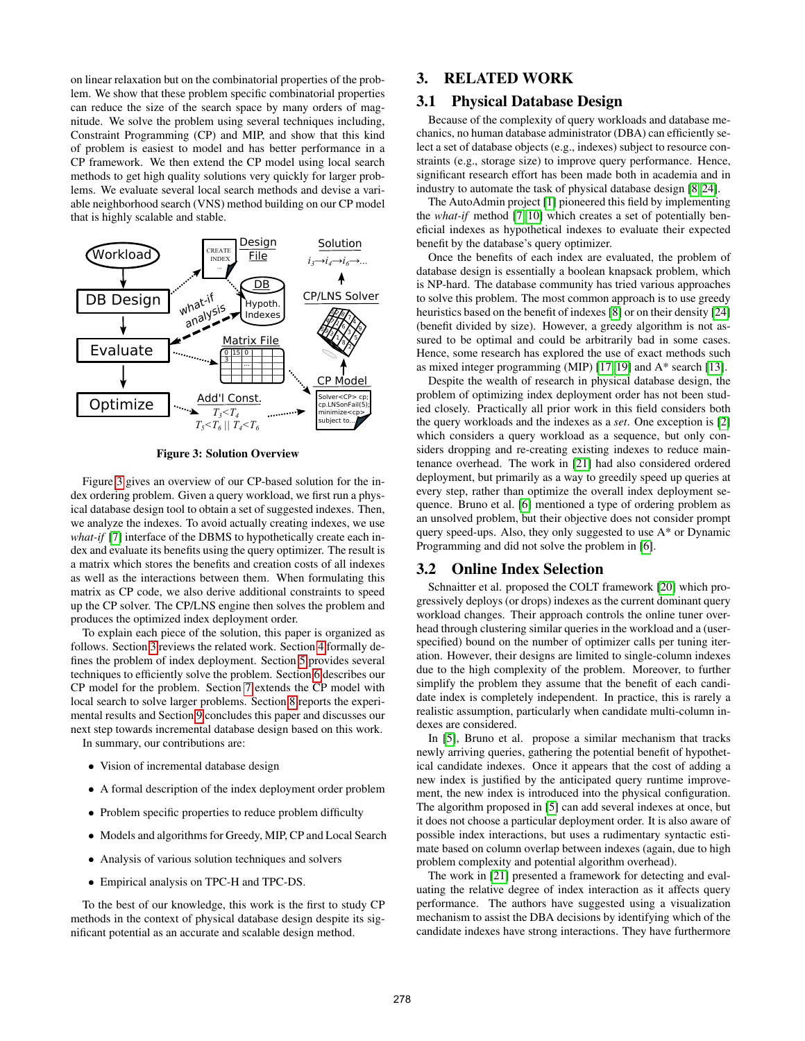on linear relaxation but on the combinatorial properties of the problem. We show that these problem specific combinatorial properties can reduce the size of the search space by many orders of magnitude. We solve the problem using several techniques including, Constraint Programming (CP) and MIP, and show that this kind of problem is easiest to model and has better performance in a CP framework. We then extend the CP model using local search methods to get high quality solutions very quickly for larger problems. We evaluate several local search methods and devise a variable neighborhood search (VNS) method building on our CP model that is highly scalable and stable.

**Figure 3: Solution Overview**

Figure 3 gives an overview of our CP-based solution for the index ordering problem. Given a query workload, we first run a physical database design tool to obtain a set of suggested indexes. Then, we analyze the indexes. To avoid actually creating indexes, we use *what-if* [7] interface of the DBMS to hypothetically create each index and evaluate its benefits using the query optimizer. The result is a matrix which stores the benefits and creation costs of all indexes as well as the interactions between them. When formulating this matrix as CP code, we also derive additional constraints to speed up the CP solver. The CP/LNS engine then solves the problem and produces the optimized index deployment order.

To explain each piece of the solution, this paper is organized as follows. Section 3 reviews the related work. Section 4 formally defines the problem of index deployment. Section 5 provides several techniques to efficiently solve the problem. Section 6 describes our CP model for the problem. Section 7 extends the CP model with local search to solve larger problems. Section 8 reports the experimental results and Section 9 concludes this paper and discusses our next step towards incremental database design based on this work.

In summary, our contributions are:

- Vision of incremental database design
- A formal description of the index deployment order problem
- Problem specific properties to reduce problem difficulty
- Models and algorithms for Greedy, MIP, CP and Local Search
- Analysis of various solution techniques and solvers
- Empirical analysis on TPC-H and TPC-DS.

To the best of our knowledge, this work is the first to study CP methods in the context of physical database design despite its significant potential as an accurate and scalable design method.

# 3. RELATED WORK

## 3.1 Physical Database Design

Because of the complexity of query workloads and database mechanics, no human database administrator (DBA) can efficiently select a set of database objects (e.g., indexes) subject to resource constraints (e.g., storage size) to improve query performance. Hence, significant research effort has been made both in academia and in industry to automate the task of physical database design [8, 24].

The AutoAdmin project [1] pioneered this field by implementing the *what-if* method [7, 10] which creates a set of potentially beneficial indexes as hypothetical indexes to evaluate their expected benefit by the database's query optimizer.

Once the benefits of each index are evaluated, the problem of database design is essentially a boolean knapsack problem, which is NP-hard. The database community has tried various approaches to solve this problem. The most common approach is to use greedy heuristics based on the benefit of indexes [8] or on their density [24] (benefit divided by size). However, a greedy algorithm is not assured to be optimal and could be arbitrarily bad in some cases. Hence, some research has explored the use of exact methods such as mixed integer programming (MIP) [17, 19] and A* search [13].

Despite the wealth of research in physical database design, the problem of optimizing index deployment order has not been studied closely. Practically all prior work in this field considers both the query workloads and the indexes as a *set*. One exception is [2] which considers a query workload as a sequence, but only considers dropping and re-creating existing indexes to reduce maintenance overhead. The work in [21] had also considered ordered deployment, but primarily as a way to greedily speed up queries at every step, rather than optimize the overall index deployment sequence. Bruno et al. [6] mentioned a type of ordering problem as an unsolved problem, but their objective does not consider prompt query speed-ups. Also, they only suggested to use A* or Dynamic Programming and did not solve the problem in [6].

## 3.2 Online Index Selection

Schnaitter et al. proposed the COLT framework [20] which progressively deploys (or drops) indexes as the current dominant query workload changes. Their approach controls the online tuner overhead through clustering similar queries in the workload and a (user-specified) bound on the number of optimizer calls per tuning iteration. However, their designs are limited to single-column indexes due to the high complexity of the problem. Moreover, to further simplify the problem they assume that the benefit of each candidate index is completely independent. In practice, this is rarely a realistic assumption, particularly when candidate multi-column indexes are considered.

In [5], Bruno et al. propose a similar mechanism that tracks newly arriving queries, gathering the potential benefit of hypothetical candidate indexes. Once it appears that the cost of adding a new index is justified by the anticipated query runtime improvement, the new index is introduced into the physical configuration. The algorithm proposed in [5] can add several indexes at once, but it does not choose a particular deployment order. It is also aware of possible index interactions, but uses a rudimentary syntactic estimate based on column overlap between indexes (again, due to high problem complexity and potential algorithm overhead).

The work in [21] presented a framework for detecting and evaluating the relative degree of index interaction as it affects query performance. The authors have suggested using a visualization mechanism to assist the DBA decisions by identifying which of the candidate indexes have strong interactions. They have furthermore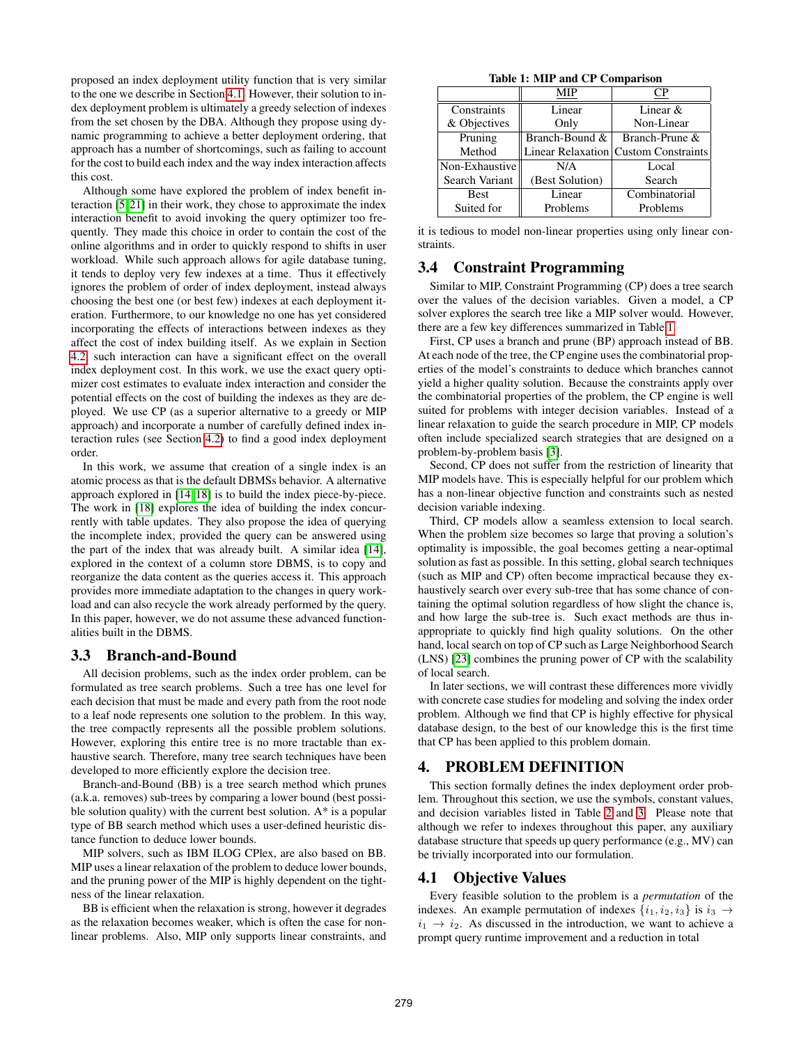proposed an index deployment utility function that is very similar to the one we describe in Section 4.1. However, their solution to index deployment problem is ultimately a greedy selection of indexes from the set chosen by the DBA. Although they propose using dynamic programming to achieve a better deployment ordering, that approach has a number of shortcomings, such as failing to account for the cost to build each index and the way index interaction affects this cost.

Although some have explored the problem of index benefit interaction [5,21] in their work, they chose to approximate the index interaction benefit to avoid invoking the query optimizer too frequently. They made this choice in order to contain the cost of the online algorithms and in order to quickly respond to shifts in user workload. While such approach allows for agile database tuning, it tends to deploy very few indexes at a time. Thus it effectively ignores the problem of order of index deployment, instead always choosing the best one (or best few) indexes at each deployment iteration. Furthermore, to our knowledge no one has yet considered incorporating the effects of interactions between indexes as they affect the cost of index building itself. As we explain in Section 4.2, such interaction can have a significant effect on the overall index deployment cost. In this work, we use the exact query optimizer cost estimates to evaluate index interaction and consider the potential effects on the cost of building the indexes as they are deployed. We use CP (as a superior alternative to a greedy or MIP approach) and incorporate a number of carefully defined index interaction rules (see Section 4.2) to find a good index deployment order.

In this work, we assume that creation of a single index is an atomic process as that is the default DBMSs behavior. A alternative approach explored in [14,18] is to build the index piece-by-piece. The work in [18] explores the idea of building the index concurrently with table updates. They also propose the idea of querying the incomplete index, provided the query can be answered using the part of the index that was already built. A similar idea [14], explored in the context of a column store DBMS, is to copy and reorganize the data content as the queries access it. This approach provides more immediate adaptation to the changes in query workload and can also recycle the work already performed by the query. In this paper, however, we do not assume these advanced functionalities built in the DBMS.

## 3.3 Branch-and-Bound

All decision problems, such as the index order problem, can be formulated as tree search problems. Such a tree has one level for each decision that must be made and every path from the root node to a leaf node represents one solution to the problem. In this way, the tree compactly represents all the possible problem solutions. However, exploring this entire tree is no more tractable than exhaustive search. Therefore, many tree search techniques have been developed to more efficiently explore the decision tree.

Branch-and-Bound (BB) is a tree search method which prunes (a.k.a. removes) sub-trees by comparing a lower bound (best possible solution quality) with the current best solution. A* is a popular type of BB search method which uses a user-defined heuristic distance function to deduce lower bounds.

MIP solvers, such as IBM ILOG CPlex, are also based on BB. MIP uses a linear relaxation of the problem to deduce lower bounds, and the pruning power of the MIP is highly dependent on the tightness of the linear relaxation.

BB is efficient when the relaxation is strong, however it degrades as the relaxation becomes weaker, which is often the case for non-linear problems. Also, MIP only supports linear constraints, and it is tedious to model non-linear properties using only linear constraints.

**Table 1: MIP and CP Comparison**

| | MIP | CP |
|---|---|---|
| Constraints & Objectives | Linear Only | Linear & Non-Linear |
| Pruning Method | Branch-Bound & Linear Relaxation | Branch-Prune & Custom Constraints |
| Non-Exhaustive Search Variant | N/A (Best Solution) | Local Search |
| Best Suited for | Linear Problems | Combinatorial Problems |

## 3.4 Constraint Programming

Similar to MIP, Constraint Programming (CP) does a tree search over the values of the decision variables. Given a model, a CP solver explores the search tree like a MIP solver would. However, there are a few key differences summarized in Table 1.

First, CP uses a branch and prune (BP) approach instead of BB. At each node of the tree, the CP engine uses the combinatorial properties of the model's constraints to deduce which branches cannot yield a higher quality solution. Because the constraints apply over the combinatorial properties of the problem, the CP engine is well suited for problems with integer decision variables. Instead of a linear relaxation to guide the search procedure in MIP, CP models often include specialized search strategies that are designed on a problem-by-problem basis [3].

Second, CP does not suffer from the restriction of linearity that MIP models have. This is especially helpful for our problem which has a non-linear objective function and constraints such as nested decision variable indexing.

Third, CP models allow a seamless extension to local search. When the problem size becomes so large that proving a solution's optimality is impossible, the goal becomes getting a near-optimal solution as fast as possible. In this setting, global search techniques (such as MIP and CP) often become impractical because they exhaustively search over every sub-tree that has some chance of containing the optimal solution regardless of how slight the chance is, and how large the sub-tree is. Such exact methods are thus inappropriate to quickly find high quality solutions. On the other hand, local search on top of CP such as Large Neighborhood Search (LNS) [23] combines the pruning power of CP with the scalability of local search.

In later sections, we will contrast these differences more vividly with concrete case studies for modeling and solving the index order problem. Although we find that CP is highly effective for physical database design, to the best of our knowledge this is the first time that CP has been applied to this problem domain.

# 4. PROBLEM DEFINITION

This section formally defines the index deployment order problem. Throughout this section, we use the symbols, constant values, and decision variables listed in Table 2 and 3. Please note that although we refer to indexes throughout this paper, any auxiliary database structure that speeds up query performance (e.g., MV) can be trivially incorporated into our formulation.

## 4.1 Objective Values

Every feasible solution to the problem is a *permutation* of the indexes. An example permutation of indexes $\{i_1, i_2, i_3\}$ is $i_3 \rightarrow i_1 \rightarrow i_2$. As discussed in the introduction, we want to achieve a prompt query runtime improvement and a reduction in total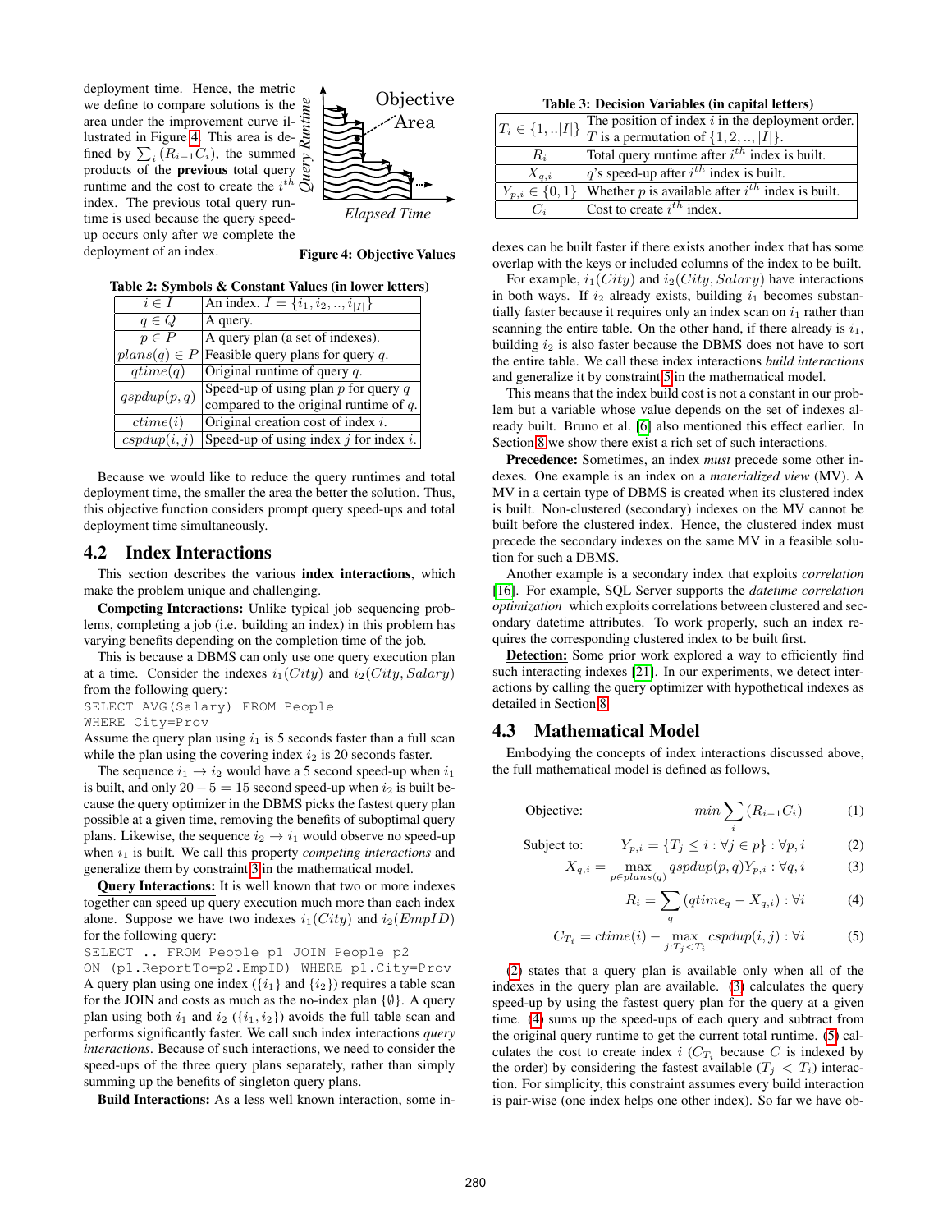deployment time. Hence, the metric we define to compare solutions is the area under the improvement curve illustrated in Figure 4. This area is defined by $\sum_i (R_{i-1}C_i)$, the summed products of the **previous** total query runtime and the cost to create the $i^{th}$ index. The previous total query runtime is used because the query speed-up occurs only after we complete the deployment of an index.

**Figure 4: Objective Values**

**Table 2: Symbols & Constant Values (in lower letters)**

| | |
|---|---|
| $i \in I$ | An index. $I = \{i_1, i_2, .., i_{\|I\|}\}$ |
| $q \in Q$ | A query. |
| $p \in P$ | A query plan (a set of indexes). |
| $plans(q) \in P$ | Feasible query plans for query $q$. |
| $qtime(q)$ | Original runtime of query $q$. |
| $qspdup(p, q)$ | Speed-up of using plan $p$ for query $q$ compared to the original runtime of $q$. |
| $ctime(i)$ | Original creation cost of index $i$. |
| $cspdup(i, j)$ | Speed-up of using index $j$ for index $i$. |

Because we would like to reduce the query runtimes and total deployment time, the smaller the area the better the solution. Thus, this objective function considers prompt query speed-ups and total deployment time simultaneously.

## 4.2 Index Interactions

This section describes the various **index interactions**, which make the problem unique and challenging.

**Competing Interactions:** Unlike typical job sequencing problems, completing a job (i.e. building an index) in this problem has varying benefits depending on the completion time of the job.

This is because a DBMS can only use one query execution plan at a time. Consider the indexes $i_1(City)$ and $i_2(City, Salary)$ from the following query:

```
SELECT AVG(Salary) FROM People
WHERE City=Prov
```

Assume the query plan using $i_1$ is 5 seconds faster than a full scan while the plan using the covering index $i_2$ is 20 seconds faster.

The sequence $i_1 \rightarrow i_2$ would have a 5 second speed-up when $i_1$ is built, and only $20 - 5 = 15$ second speed-up when $i_2$ is built because the query optimizer in the DBMS picks the fastest query plan possible at a given time, removing the benefits of suboptimal query plans. Likewise, the sequence $i_2 \rightarrow i_1$ would observe no speed-up when $i_1$ is built. We call this property *competing interactions* and generalize them by constraint 3 in the mathematical model.

**Query Interactions:** It is well known that two or more indexes together can speed up query execution much more than each index alone. Suppose we have two indexes $i_1(City)$ and $i_2(EmpID)$ for the following query:

```
SELECT .. FROM People p1 JOIN People p2
ON (p1.ReportTo=p2.EmpID) WHERE p1.City=Prov
```

A query plan using one index ($\{i_1\}$ and $\{i_2\}$) requires a table scan for the JOIN and costs as much as the no-index plan $\{\emptyset\}$. A query plan using both $i_1$ and $i_2$ ($\{i_1, i_2\}$) avoids the full table scan and performs significantly faster. We call such index interactions *query interactions*. Because of such interactions, we need to consider the speed-ups of the three query plans separately, rather than simply summing up the benefits of singleton query plans.

**Build Interactions:** As a less well known interaction, some indexes can be built faster if there exists another index that has some overlap with the keys or included columns of the index to be built.

**Table 3: Decision Variables (in capital letters)**

| | |
|---|---|
| $T_i \in \{1, ..\|I\|\}$ | The position of index $i$ in the deployment order. $T$ is a permutation of $\{1, 2, .., \|I\|\}$. |
| $R_i$ | Total query runtime after $i^{th}$ index is built. |
| $X_{q,i}$ | $q$'s speed-up after $i^{th}$ index is built. |
| $Y_{p,i} \in \{0, 1\}$ | Whether $p$ is available after $i^{th}$ index is built. |
| $C_i$ | Cost to create $i^{th}$ index. |

For example, $i_1(City)$ and $i_2(City, Salary)$ have interactions in both ways. If $i_2$ already exists, building $i_1$ becomes substantially faster because it requires only an index scan on $i_1$ rather than scanning the entire table. On the other hand, if there already is $i_1$, building $i_2$ is also faster because the DBMS does not have to sort the entire table. We call these index interactions *build interactions* and generalize it by constraint 5 in the mathematical model.

This means that the index build cost is not a constant in our problem but a variable whose value depends on the set of indexes already built. Bruno et al. [6] also mentioned this effect earlier. In Section 8 we show there exist a rich set of such interactions.

**Precedence:** Sometimes, an index *must* precede some other indexes. One example is an index on a *materialized view* (MV). A MV in a certain type of DBMS is created when its clustered index is built. Non-clustered (secondary) indexes on the MV cannot be built before the clustered index. Hence, the clustered index must precede the secondary indexes on the same MV in a feasible solution for such a DBMS.

Another example is a secondary index that exploits *correlation* [16]. For example, SQL Server supports the *datetime correlation optimization* which exploits correlations between clustered and secondary datetime attributes. To work properly, such an index requires the corresponding clustered index to be built first.

**Detection:** Some prior work explored a way to efficiently find such interacting indexes [21]. In our experiments, we detect interactions by calling the query optimizer with hypothetical indexes as detailed in Section 8.

## 4.3 Mathematical Model

Embodying the concepts of index interactions discussed above, the full mathematical model is defined as follows,

$$\text{Objective:} \qquad min \sum_i (R_{i-1}C_i) \tag{1}$$

$$\text{Subject to:} \qquad Y_{p,i} = \{T_j \leq i : \forall j \in p\} : \forall p, i \tag{2}$$

$$X_{q,i} = \max_{p \in plans(q)} qspdup(p, q) Y_{p,i} : \forall q, i \tag{3}$$

$$R_i = \sum_q (qtime_q - X_{q,i}) : \forall i \tag{4}$$

$$C_{T_i} = ctime(i) - \max_{j:T_j < T_i} cspdup(i, j) : \forall i \tag{5}$$

(2) states that a query plan is available only when all of the indexes in the query plan are available. (3) calculates the query speed-up by using the fastest query plan for the query at a given time. (4) sums up the speed-ups of each query and subtract from the original query runtime to get the current total runtime. (5) calculates the cost to create index $i$ ($C_{T_i}$ because $C$ is indexed by the order) by considering the fastest available ($T_j < T_i$) interaction. For simplicity, this constraint assumes every build interaction is pair-wise (one index helps one other index). So far we have ob-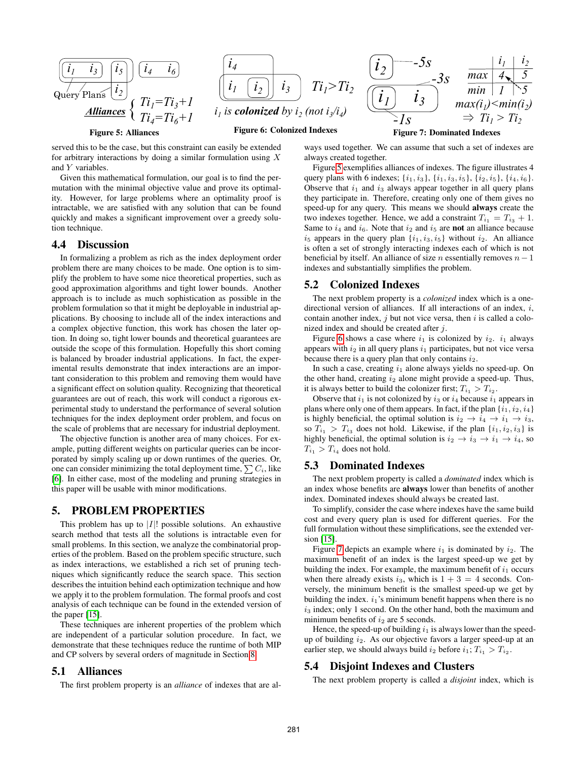Figure 5: Alliances

Figure 6: Colonized Indexes

Figure 7: Dominated Indexes

served this to be the case, but this constraint can easily be extended for arbitrary interactions by doing a similar formulation using $X$ and $Y$ variables.

Given this mathematical formulation, our goal is to find the permutation with the minimal objective value and prove its optimality. However, for large problems where an optimality proof is intractable, we are satisfied with any solution that can be found quickly and makes a significant improvement over a greedy solution technique.

### 4.4 Discussion

In formalizing a problem as rich as the index deployment order problem there are many choices to be made. One option is to simplify the problem to have some nice theoretical properties, such as good approximation algorithms and tight lower bounds. Another approach is to include as much sophistication as possible in the problem formulation so that it might be deployable in industrial applications. By choosing to include all of the index interactions and a complex objective function, this work has chosen the later option. In doing so, tight lower bounds and theoretical guarantees are outside the scope of this formulation. Hopefully this short coming is balanced by broader industrial applications. In fact, the experimental results demonstrate that index interactions are an important consideration to this problem and removing them would have a significant effect on solution quality. Recognizing that theoretical guarantees are out of reach, this work will conduct a rigorous experimental study to understand the performance of several solution techniques for the index deployment order problem, and focus on the scale of problems that are necessary for industrial deployment.

The objective function is another area of many choices. For example, putting different weights on particular queries can be incorporated by simply scaling up or down runtimes of the queries. Or, one can consider minimizing the total deployment time, $\sum C_i$, like [6]. In either case, most of the modeling and pruning strategies in this paper will be usable with minor modifications.

## 5. PROBLEM PROPERTIES

This problem has up to $|I|!$ possible solutions. An exhaustive search method that tests all the solutions is intractable even for small problems. In this section, we analyze the combinatorial properties of the problem. Based on the problem specific structure, such as index interactions, we established a rich set of pruning techniques which significantly reduce the search space. This section describes the intuition behind each optimization technique and how we apply it to the problem formulation. The formal proofs and cost analysis of each technique can be found in the extended version of the paper [15].

These techniques are inherent properties of the problem which are independent of a particular solution procedure. In fact, we demonstrate that these techniques reduce the runtime of both MIP and CP solvers by several orders of magnitude in Section 8.

### 5.1 Alliances

The first problem property is an *alliance* of indexes that are always used together. We can assume that such a set of indexes are always created together.

Figure 5 exemplifies alliances of indexes. The figure illustrates 4 query plans with 6 indexes; $\{i_1, i_3\}$, $\{i_1, i_3, i_5\}$, $\{i_2, i_5\}$, $\{i_4, i_6\}$. Observe that $i_1$ and $i_3$ always appear together in all query plans they participate in. Therefore, creating only one of them gives no speed-up for any query. This means we should **always** create the two indexes together. Hence, we add a constraint $T_{i_1} = T_{i_3} + 1$. Same to $i_4$ and $i_6$. Note that $i_2$ and $i_5$ are **not** an alliance because $i_5$ appears in the query plan $\{i_1, i_3, i_5\}$ without $i_2$. An alliance is often a set of strongly interacting indexes each of which is not beneficial by itself. An alliance of size $n$ essentially removes $n-1$ indexes and substantially simplifies the problem.

### 5.2 Colonized Indexes

The next problem property is a *colonized* index which is a one-directional version of alliances. If all interactions of an index, $i$, contain another index, $j$ but not vice versa, then $i$ is called a colonized index and should be created after $j$.

Figure 6 shows a case where $i_1$ is colonized by $i_2$. $i_1$ always appears with $i_2$ in all query plans $i_1$ participates, but not vice versa because there is a query plan that only contains $i_2$.

In such a case, creating $i_1$ alone always yields no speed-up. On the other hand, creating $i_2$ alone might provide a speed-up. Thus, it is always better to build the colonizer first; $T_{i_1} > T_{i_2}$.

Observe that $i_1$ is not colonized by $i_3$ or $i_4$ because $i_1$ appears in plans where only one of them appears. In fact, if the plan $\{i_1, i_2, i_4\}$ is highly beneficial, the optimal solution is $i_2 \rightarrow i_4 \rightarrow i_1 \rightarrow i_3$, so $T_{i_1} > T_{i_3}$ does not hold. Likewise, if the plan $\{i_1, i_2, i_3\}$ is highly beneficial, the optimal solution is $i_2 \rightarrow i_3 \rightarrow i_1 \rightarrow i_4$, so $T_{i_1} > T_{i_4}$ does not hold.

### 5.3 Dominated Indexes

The next problem property is called a *dominated* index which is an index whose benefits are **always** lower than benefits of another index. Dominated indexes should always be created last.

To simplify, consider the case where indexes have the same build cost and every query plan is used for different queries. For the full formulation without these simplifications, see the extended version [15].

Figure 7 depicts an example where $i_1$ is dominated by $i_2$. The maximum benefit of an index is the largest speed-up we get by building the index. For example, the maximum benefit of $i_1$ occurs when there already exists $i_3$, which is $1 + 3 = 4$ seconds. Conversely, the minimum benefit is the smallest speed-up we get by building the index. $i_1$'s minimum benefit happens when there is no $i_3$ index; only 1 second. On the other hand, both the maximum and minimum benefits of $i_2$ are 5 seconds.

Hence, the speed-up of building $i_1$ is always lower than the speed-up of building $i_2$. As our objective favors a larger speed-up at an earlier step, we should always build $i_2$ before $i_1$; $T_{i_1} > T_{i_2}$.

### 5.4 Disjoint Indexes and Clusters

The next problem property is called a *disjoint* index, which is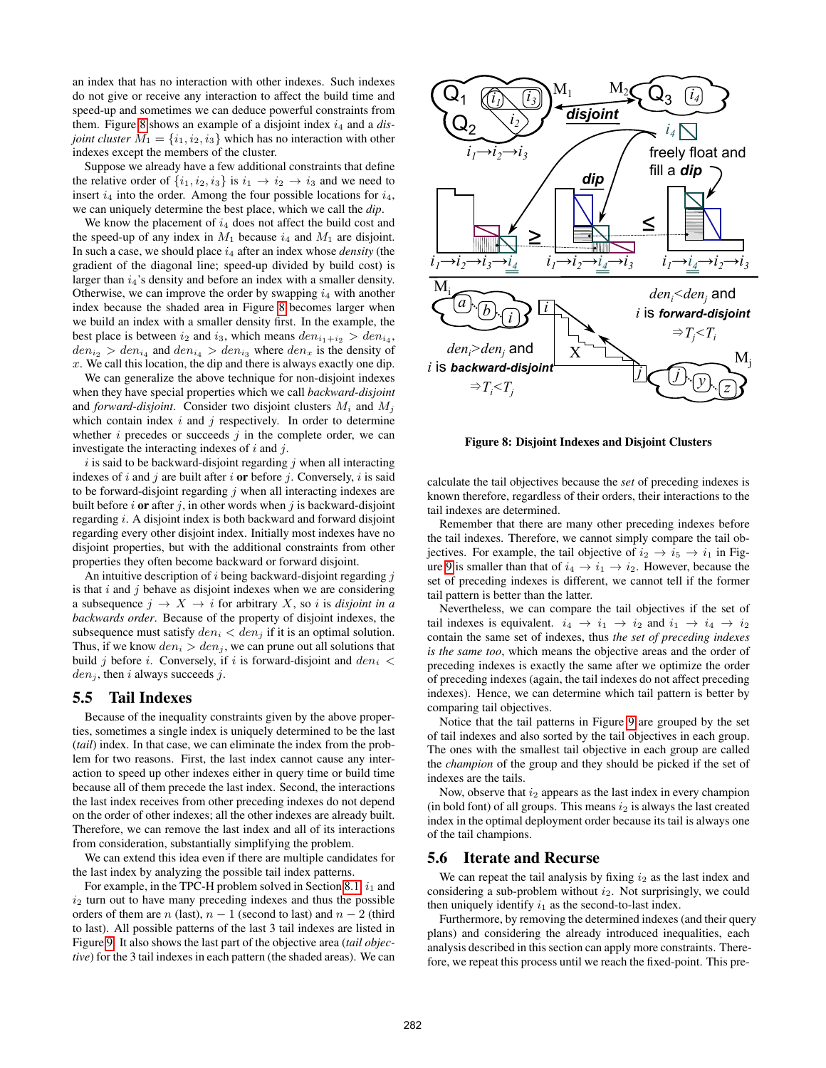an index that has no interaction with other indexes. Such indexes do not give or receive any interaction to affect the build time and speed-up and sometimes we can deduce powerful constraints from them. Figure 8 shows an example of a disjoint index $i_4$ and a *disjoint cluster* $M_1 = \{i_1, i_2, i_3\}$ which has no interaction with other indexes except the members of the cluster.

Suppose we already have a few additional constraints that define the relative order of $\{i_1, i_2, i_3\}$ is $i_1 \rightarrow i_2 \rightarrow i_3$ and we need to insert $i_4$ into the order. Among the four possible locations for $i_4$, we can uniquely determine the best place, which we call the *dip*.

We know the placement of $i_4$ does not affect the build cost and the speed-up of any index in $M_1$ because $i_4$ and $M_1$ are disjoint. In such a case, we should place $i_4$ after an index whose *density* (the gradient of the diagonal line; speed-up divided by build cost) is larger than $i_4$'s density and before an index with a smaller density. Otherwise, we can improve the order by swapping $i_4$ with another index because the shaded area in Figure 8 becomes larger when we build an index with a smaller density first. In the example, the best place is between $i_2$ and $i_3$, which means $den_{i_1+i_2} > den_{i_4}$, $den_{i_2} > den_{i_4}$ and $den_{i_4} > den_{i_3}$ where $den_x$ is the density of $x$. We call this location, the dip and there is always exactly one dip.

We can generalize the above technique for non-disjoint indexes when they have special properties which we call *backward-disjoint* and *forward-disjoint*. Consider two disjoint clusters $M_i$ and $M_j$ which contain index $i$ and $j$ respectively. In order to determine whether $i$ precedes or succeeds $j$ in the complete order, we can investigate the interacting indexes of $i$ and $j$.

$i$ is said to be backward-disjoint regarding $j$ when all interacting indexes of $i$ and $j$ are built after $i$ **or** before $j$. Conversely, $i$ is said to be forward-disjoint regarding $j$ when all interacting indexes are built before $i$ **or** after $j$, in other words when $j$ is backward-disjoint regarding $i$. A disjoint index is both backward and forward disjoint regarding every other disjoint index. Initially most indexes have no disjoint properties, but with the additional constraints from other properties they often become backward or forward disjoint.

An intuitive description of $i$ being backward-disjoint regarding $j$ is that $i$ and $j$ behave as disjoint indexes when we are considering a subsequence $j \rightarrow X \rightarrow i$ for arbitrary $X$, so $i$ is *disjoint in a backwards order*. Because of the property of disjoint indexes, the subsequence must satisfy $den_i < den_j$ if it is an optimal solution. Thus, if we know $den_i > den_j$, we can prune out all solutions that build $j$ before $i$. Conversely, if $i$ is forward-disjoint and $den_i < den_j$, then $i$ always succeeds $j$.

Figure 8: Disjoint Indexes and Disjoint Clusters

## 5.5 Tail Indexes

Because of the inequality constraints given by the above properties, sometimes a single index is uniquely determined to be the last (*tail*) index. In that case, we can eliminate the index from the problem for two reasons. First, the last index cannot cause any interaction to speed up other indexes either in query time or build time because all of them precede the last index. Second, the interactions the last index receives from other preceding indexes do not depend on the order of other indexes; all the other indexes are already built. Therefore, we can remove the last index and all of its interactions from consideration, substantially simplifying the problem.

We can extend this idea even if there are multiple candidates for the last index by analyzing the possible tail index patterns.

For example, in the TPC-H problem solved in Section 8.1, $i_1$ and $i_2$ turn out to have many preceding indexes and thus the possible orders of them are $n$ (last), $n-1$ (second to last) and $n-2$ (third to last). All possible patterns of the last 3 tail indexes are listed in Figure 9. It also shows the last part of the objective area (*tail objective*) for the 3 tail indexes in each pattern (the shaded areas). We can calculate the tail objectives because the *set* of preceding indexes is known therefore, regardless of their orders, their interactions to the tail indexes are determined.

Remember that there are many other preceding indexes before the tail indexes. Therefore, we cannot simply compare the tail objectives. For example, the tail objective of $i_2 \rightarrow i_5 \rightarrow i_1$ in Figure 9 is smaller than that of $i_4 \rightarrow i_1 \rightarrow i_2$. However, because the set of preceding indexes is different, we cannot tell if the former tail pattern is better than the latter.

Nevertheless, we can compare the tail objectives if the set of tail indexes is equivalent. $i_4 \rightarrow i_1 \rightarrow i_2$ and $i_1 \rightarrow i_4 \rightarrow i_2$ contain the same set of indexes, thus *the set of preceding indexes is the same too*, which means the objective areas and the order of preceding indexes is exactly the same after we optimize the order of preceding indexes (again, the tail indexes do not affect preceding indexes). Hence, we can determine which tail pattern is better by comparing tail objectives.

Notice that the tail patterns in Figure 9 are grouped by the set of tail indexes and also sorted by the tail objectives in each group. The ones with the smallest tail objective in each group are called the *champion* of the group and they should be picked if the set of indexes are the tails.

Now, observe that $i_2$ appears as the last index in every champion (in bold font) of all groups. This means $i_2$ is always the last created index in the optimal deployment order because its tail is always one of the tail champions.

## 5.6 Iterate and Recurse

We can repeat the tail analysis by fixing $i_2$ as the last index and considering a sub-problem without $i_2$. Not surprisingly, we could then uniquely identify $i_1$ as the second-to-last index.

Furthermore, by removing the determined indexes (and their query plans) and considering the already introduced inequalities, each analysis described in this section can apply more constraints. Therefore, we repeat this process until we reach the fixed-point. This pre-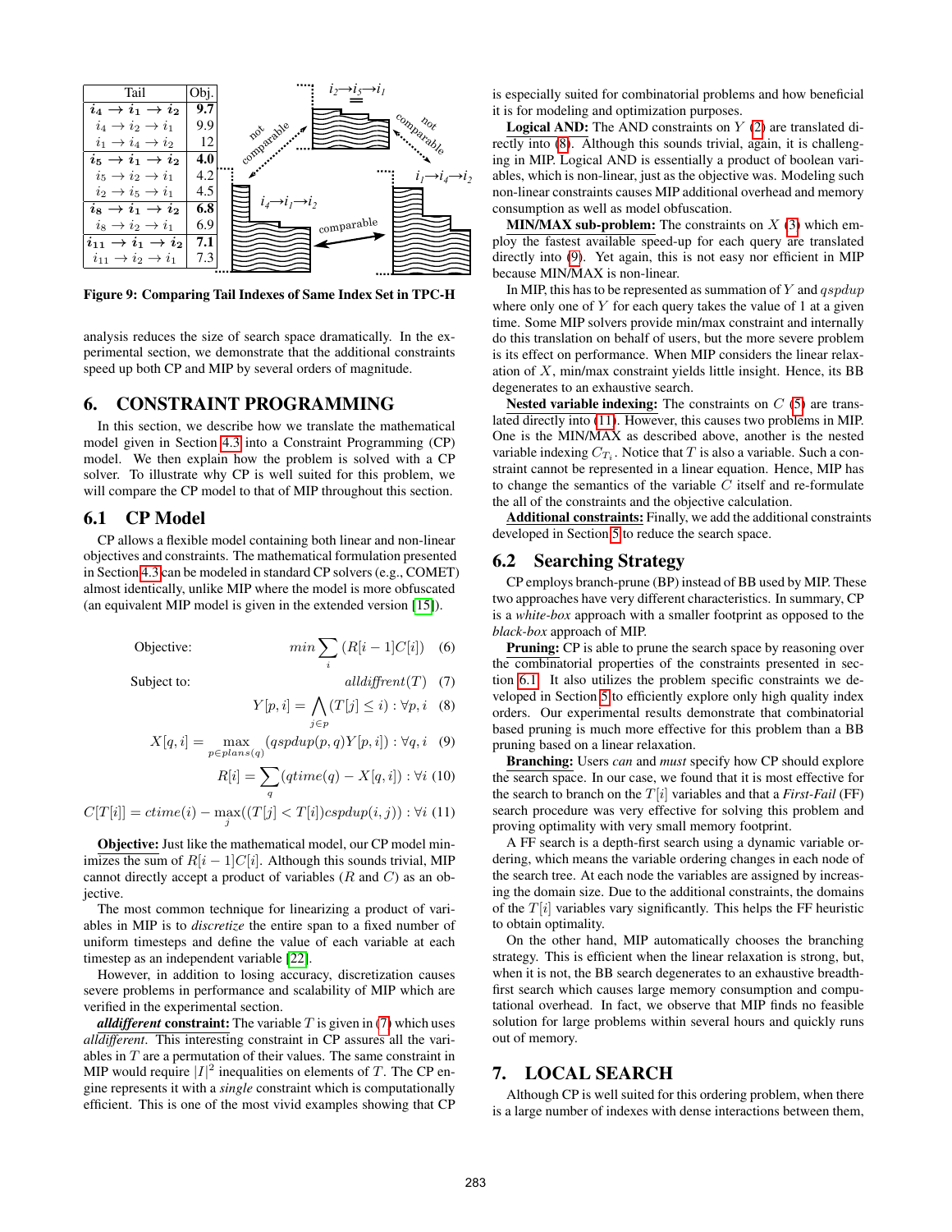| Tail | Obj. |
|---|---|
| $\boldsymbol{i_4 \to i_1 \to i_2}$ | **9.7** |
| $i_4 \to i_2 \to i_1$ | 9.9 |
| $i_1 \to i_4 \to i_2$ | 12 |
| $\boldsymbol{i_5 \to i_1 \to i_2}$ | **4.0** |
| $i_5 \to i_2 \to i_1$ | 4.2 |
| $i_2 \to i_5 \to i_1$ | 4.5 |
| $\boldsymbol{i_8 \to i_1 \to i_2}$ | **6.8** |
| $i_8 \to i_2 \to i_1$ | 6.9 |
| $\boldsymbol{i_{11} \to i_1 \to i_2}$ | **7.1** |
| $i_{11} \to i_2 \to i_1$ | 7.3 |

$i_2 \to i_5 \to i_1$

not comparable

not comparable

$i_4 \to i_1 \to i_2$

$i_1 \to i_4 \to i_2$

comparable

**Figure 9: Comparing Tail Indexes of Same Index Set in TPC-H**

analysis reduces the size of search space dramatically. In the experimental section, we demonstrate that the additional constraints speed up both CP and MIP by several orders of magnitude.

# 6. CONSTRAINT PROGRAMMING

In this section, we describe how we translate the mathematical model given in Section 4.3 into a Constraint Programming (CP) model. We then explain how the problem is solved with a CP solver. To illustrate why CP is well suited for this problem, we will compare the CP model to that of MIP throughout this section.

## 6.1 CP Model

CP allows a flexible model containing both linear and non-linear objectives and constraints. The mathematical formulation presented in Section 4.3 can be modeled in standard CP solvers (e.g., COMET) almost identically, unlike MIP where the model is more obfuscated (an equivalent MIP model is given in the extended version [15]).

$$\text{Objective:} \qquad min \sum_i (R[i-1]C[i]) \quad (6)$$

$$\text{Subject to:} \qquad alldiffrent(T) \quad (7)$$

$$Y[p,i] = \bigwedge_{j \in p} (T[j] \leq i) : \forall p, i \quad (8)$$

$$X[q,i] = \max_{p \in plans(q)} (qspdup(p,q)Y[p,i]) : \forall q, i \quad (9)$$

$$R[i] = \sum_q (qtime(q) - X[q,i]) : \forall i \quad (10)$$

$$C[T[i]] = ctime(i) - \max_j ((T[j] < T[i]) cspdup(i,j)) : \forall i \quad (11)$$

**Objective:** Just like the mathematical model, our CP model minimizes the sum of $R[i-1]C[i]$. Although this sounds trivial, MIP cannot directly accept a product of variables ($R$ and $C$) as an objective.

The most common technique for linearizing a product of variables in MIP is to *discretize* the entire span to a fixed number of uniform timesteps and define the value of each variable at each timestep as an independent variable [22].

However, in addition to losing accuracy, discretization causes severe problems in performance and scalability of MIP which are verified in the experimental section.

***alldifferent* constraint:** The variable $T$ is given in (7) which uses *alldifferent*. This interesting constraint in CP assures all the variables in $T$ are a permutation of their values. The same constraint in MIP would require $|I|^2$ inequalities on elements of $T$. The CP engine represents it with a *single* constraint which is computationally efficient. This is one of the most vivid examples showing that CP is especially suited for combinatorial problems and how beneficial it is for modeling and optimization purposes.

**Logical AND:** The AND constraints on $Y$ (2) are translated directly into (8). Although this sounds trivial, again, it is challenging in MIP. Logical AND is essentially a product of boolean variables, which is non-linear, just as the objective was. Modeling such non-linear constraints causes MIP additional overhead and memory consumption as well as model obfuscation.

**MIN/MAX sub-problem:** The constraints on $X$ (3) which employ the fastest available speed-up for each query are translated directly into (9). Yet again, this is not easy nor efficient in MIP because MIN/MAX is non-linear.

In MIP, this has to be represented as summation of $Y$ and $qspdup$ where only one of $Y$ for each query takes the value of 1 at a given time. Some MIP solvers provide min/max constraint and internally do this translation on behalf of users, but the more severe problem is its effect on performance. When MIP considers the linear relaxation of $X$, min/max constraint yields little insight. Hence, its BB degenerates to an exhaustive search.

**Nested variable indexing:** The constraints on $C$ (5) are translated directly into (11). However, this causes two problems in MIP. One is the MIN/MAX as described above, another is the nested variable indexing $C_{T_i}$. Notice that $T$ is also a variable. Such a constraint cannot be represented in a linear equation. Hence, MIP has to change the semantics of the variable $C$ itself and re-formulate the all of the constraints and the objective calculation.

**Additional constraints:** Finally, we add the additional constraints developed in Section 5 to reduce the search space.

## 6.2 Searching Strategy

CP employs branch-prune (BP) instead of BB used by MIP. These two approaches have very different characteristics. In summary, CP is a *white-box* approach with a smaller footprint as opposed to the *black-box* approach of MIP.

**Pruning:** CP is able to prune the search space by reasoning over the combinatorial properties of the constraints presented in section 6.1. It also utilizes the problem specific constraints we developed in Section 5 to efficiently explore only high quality index orders. Our experimental results demonstrate that combinatorial based pruning is much more effective for this problem than a BB pruning based on a linear relaxation.

**Branching:** Users *can* and *must* specify how CP should explore the search space. In our case, we found that it is most effective for the search to branch on the $T[i]$ variables and that a *First-Fail* (FF) search procedure was very effective for solving this problem and proving optimality with very small memory footprint.

A FF search is a depth-first search using a dynamic variable ordering, which means the variable ordering changes in each node of the search tree. At each node the variables are assigned by increasing the domain size. Due to the additional constraints, the domains of the $T[i]$ variables vary significantly. This helps the FF heuristic to obtain optimality.

On the other hand, MIP automatically chooses the branching strategy. This is efficient when the linear relaxation is strong, but, when it is not, the BB search degenerates to an exhaustive breadth-first search which causes large memory consumption and computational overhead. In fact, we observe that MIP finds no feasible solution for large problems within several hours and quickly runs out of memory.

# 7. LOCAL SEARCH

Although CP is well suited for this ordering problem, when there is a large number of indexes with dense interactions between them,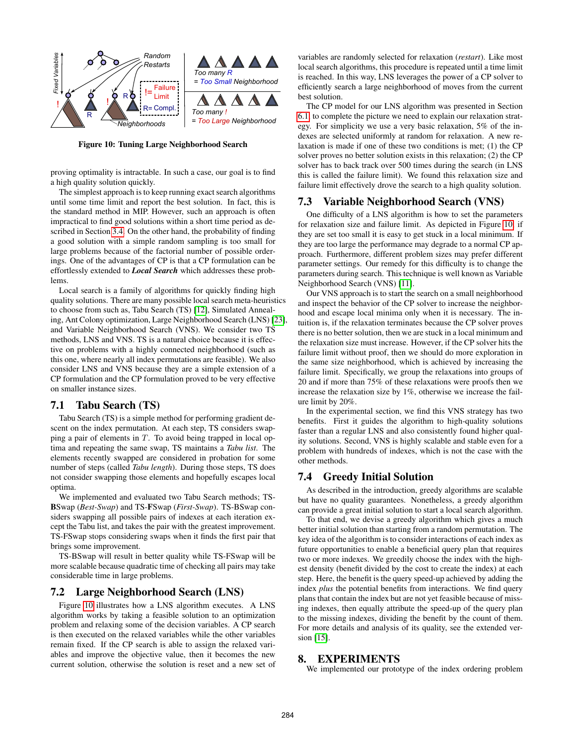Figure 10: Tuning Large Neighborhood Search

proving optimality is intractable. In such a case, our goal is to find a high quality solution quickly.

The simplest approach is to keep running exact search algorithms until some time limit and report the best solution. In fact, this is the standard method in MIP. However, such an approach is often impractical to find good solutions within a short time period as described in Section 3.4. On the other hand, the probability of finding a good solution with a simple random sampling is too small for large problems because of the factorial number of possible orderings. One of the advantages of CP is that a CP formulation can be effortlessly extended to ***Local Search*** which addresses these problems.

Local search is a family of algorithms for quickly finding high quality solutions. There are many possible local search meta-heuristics to choose from such as, Tabu Search (TS) [12], Simulated Annealing, Ant Colony optimization, Large Neighborhood Search (LNS) [23], and Variable Neighborhood Search (VNS). We consider two TS methods, LNS and VNS. TS is a natural choice because it is effective on problems with a highly connected neighborhood (such as this one, where nearly all index permutations are feasible). We also consider LNS and VNS because they are a simple extension of a CP formulation and the CP formulation proved to be very effective on smaller instance sizes.

## 7.1 Tabu Search (TS)

Tabu Search (TS) is a simple method for performing gradient descent on the index permutation. At each step, TS considers swapping a pair of elements in $T$. To avoid being trapped in local optima and repeating the same swap, TS maintains a *Tabu list*. The elements recently swapped are considered in probation for some number of steps (called *Tabu length*). During those steps, TS does not consider swapping those elements and hopefully escapes local optima.

We implemented and evaluated two Tabu Search methods; TS-**B**Swap (*Best-Swap*) and TS-**F**Swap (*First-Swap*). TS-BSwap considers swapping all possible pairs of indexes at each iteration except the Tabu list, and takes the pair with the greatest improvement. TS-FSwap stops considering swaps when it finds the first pair that brings some improvement.

TS-BSwap will result in better quality while TS-FSwap will be more scalable because quadratic time of checking all pairs may take considerable time in large problems.

## 7.2 Large Neighborhood Search (LNS)

Figure 10 illustrates how a LNS algorithm executes. A LNS algorithm works by taking a feasible solution to an optimization problem and relaxing some of the decision variables. A CP search is then executed on the relaxed variables while the other variables remain fixed. If the CP search is able to assign the relaxed variables and improve the objective value, then it becomes the new current solution, otherwise the solution is reset and a new set of variables are randomly selected for relaxation (*restart*). Like most local search algorithms, this procedure is repeated until a time limit is reached. In this way, LNS leverages the power of a CP solver to efficiently search a large neighborhood of moves from the current best solution.

The CP model for our LNS algorithm was presented in Section 6.1 to complete the picture we need to explain our relaxation strategy. For simplicity we use a very basic relaxation, 5% of the indexes are selected uniformly at random for relaxation. A new relaxation is made if one of these two conditions is met; (1) the CP solver proves no better solution exists in this relaxation; (2) the CP solver has to back track over 500 times during the search (in LNS this is called the failure limit). We found this relaxation size and failure limit effectively drove the search to a high quality solution.

## 7.3 Variable Neighborhood Search (VNS)

One difficulty of a LNS algorithm is how to set the parameters for relaxation size and failure limit. As depicted in Figure 10, if they are set too small it is easy to get stuck in a local minimum. If they are too large the performance may degrade to a normal CP approach. Furthermore, different problem sizes may prefer different parameter settings. Our remedy for this difficulty is to change the parameters during search. This technique is well known as Variable Neighborhood Search (VNS) [11].

Our VNS approach is to start the search on a small neighborhood and inspect the behavior of the CP solver to increase the neighborhood and escape local minima only when it is necessary. The intuition is, if the relaxation terminates because the CP solver proves there is no better solution, then we are stuck in a local minimum and the relaxation size must increase. However, if the CP solver hits the failure limit without proof, then we should do more exploration in the same size neighborhood, which is achieved by increasing the failure limit. Specifically, we group the relaxations into groups of 20 and if more than 75% of these relaxations were proofs then we increase the relaxation size by 1%, otherwise we increase the failure limit by 20%.

In the experimental section, we find this VNS strategy has two benefits. First it guides the algorithm to high-quality solutions faster than a regular LNS and also consistently found higher quality solutions. Second, VNS is highly scalable and stable even for a problem with hundreds of indexes, which is not the case with the other methods.

## 7.4 Greedy Initial Solution

As described in the introduction, greedy algorithms are scalable but have no quality guarantees. Nonetheless, a greedy algorithm can provide a great initial solution to start a local search algorithm.

To that end, we devise a greedy algorithm which gives a much better initial solution than starting from a random permutation. The key idea of the algorithm is to consider interactions of each index as future opportunities to enable a beneficial query plan that requires two or more indexes. We greedily choose the index with the highest density (benefit divided by the cost to create the index) at each step. Here, the benefit is the query speed-up achieved by adding the index *plus* the potential benefits from interactions. We find query plans that contain the index but are not yet feasible because of missing indexes, then equally attribute the speed-up of the query plan to the missing indexes, dividing the benefit by the count of them. For more details and analysis of its quality, see the extended version [15].

# 8. EXPERIMENTS

We implemented our prototype of the index ordering problem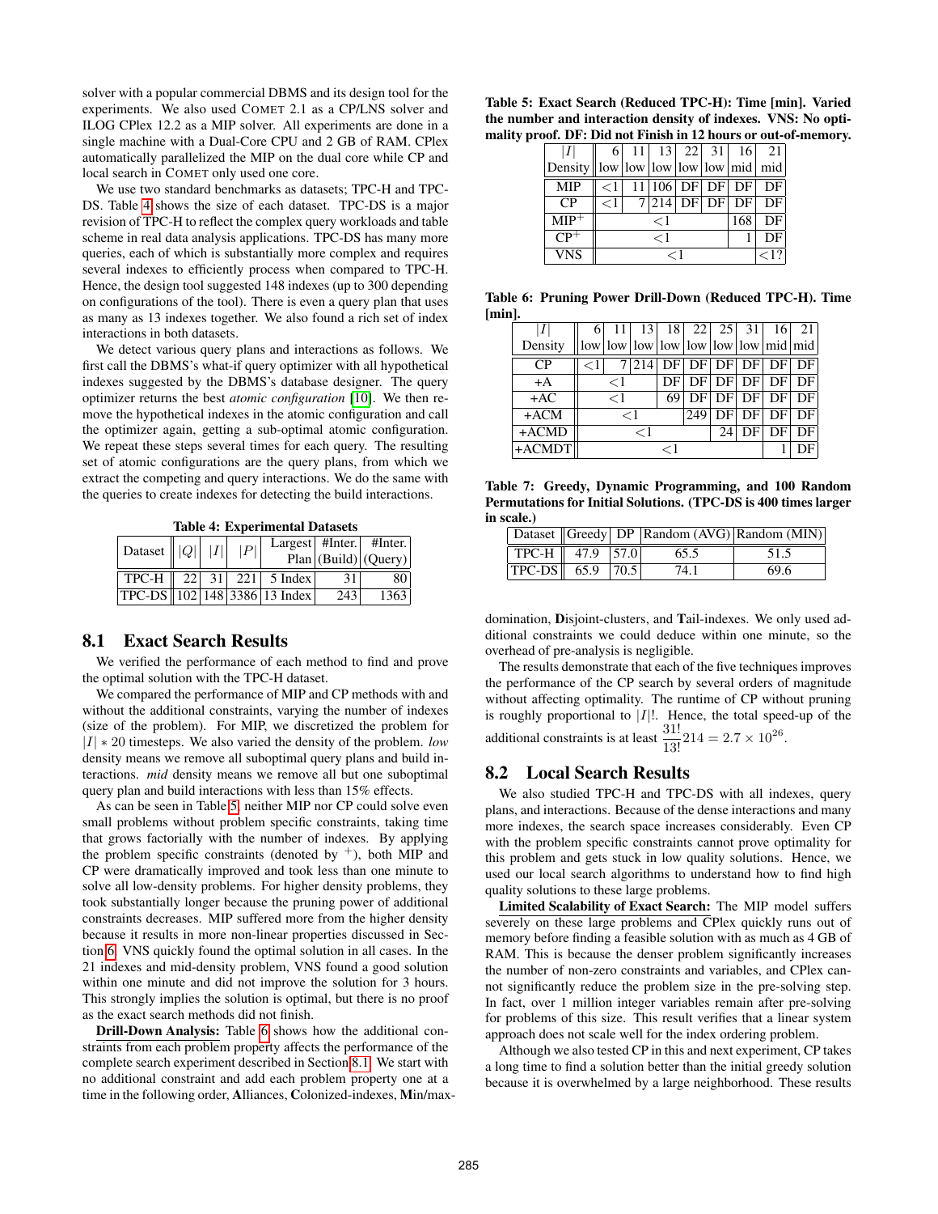solver with a popular commercial DBMS and its design tool for the experiments. We also used COMET 2.1 as a CP/LNS solver and ILOG CPlex 12.2 as a MIP solver. All experiments are done in a single machine with a Dual-Core CPU and 2 GB of RAM. CPlex automatically parallelized the MIP on the dual core while CP and local search in COMET only used one core.

We use two standard benchmarks as datasets; TPC-H and TPC-DS. Table 4 shows the size of each dataset. TPC-DS is a major revision of TPC-H to reflect the complex query workloads and table scheme in real data analysis applications. TPC-DS has many more queries, each of which is substantially more complex and requires several indexes to efficiently process when compared to TPC-H. Hence, the design tool suggested 148 indexes (up to 300 depending on configurations of the tool). There is even a query plan that uses as many as 13 indexes together. We also found a rich set of index interactions in both datasets.

We detect various query plans and interactions as follows. We first call the DBMS's what-if query optimizer with all hypothetical indexes suggested by the DBMS's database designer. The query optimizer returns the best *atomic configuration* [10]. We then remove the hypothetical indexes in the atomic configuration and call the optimizer again, getting a sub-optimal atomic configuration. We repeat these steps several times for each query. The resulting set of atomic configurations are the query plans, from which we extract the competing and query interactions. We do the same with the queries to create indexes for detecting the build interactions.

**Table 4: Experimental Datasets**

| Dataset | $\lvert Q\rvert$ | $\lvert I\rvert$ | $\lvert P\rvert$ | Largest Plan | #Inter. (Build) | #Inter. (Query) |
|---|---|---|---|---|---|---|
| TPC-H | 22 | 31 | 221 | 5 Index | 31 | 80 |
| TPC-DS | 102 | 148 | 3386 | 13 Index | 243 | 1363 |

## 8.1 Exact Search Results

We verified the performance of each method to find and prove the optimal solution with the TPC-H dataset.

We compared the performance of MIP and CP methods with and without the additional constraints, varying the number of indexes (size of the problem). For MIP, we discretized the problem for $|I| * 20$ timesteps. We also varied the density of the problem. *low* density means we remove all suboptimal query plans and build interactions. *mid* density means we remove all but one suboptimal query plan and build interactions with less than 15% effects.

As can be seen in Table 5, neither MIP nor CP could solve even small problems without problem specific constraints, taking time that grows factorially with the number of indexes. By applying the problem specific constraints (denoted by $^+$), both MIP and CP were dramatically improved and took less than one minute to solve all low-density problems. For higher density problems, they took substantially longer because the pruning power of additional constraints decreases. MIP suffered more from the higher density because it results in more non-linear properties discussed in Section 6. VNS quickly found the optimal solution in all cases. In the 21 indexes and mid-density problem, VNS found a good solution within one minute and did not improve the solution for 3 hours. This strongly implies the solution is optimal, but there is no proof as the exact search methods did not finish.

**Drill-Down Analysis:** Table 6 shows how the additional constraints from each problem property affects the performance of the complete search experiment described in Section 8.1. We start with no additional constraint and add each problem property one at a time in the following order, **A**lliances, **C**olonized-indexes, **M**in/max-domination, **D**isjoint-clusters, and **T**ail-indexes. We only used additional constraints we could deduce within one minute, so the overhead of pre-analysis is negligible.

The results demonstrate that each of the five techniques improves the performance of the CP search by several orders of magnitude without affecting optimality. The runtime of CP without pruning is roughly proportional to $|I|!$. Hence, the total speed-up of the additional constraints is at least $\frac{31!}{13!}214 = 2.7 \times 10^{26}$.

**Table 5: Exact Search (Reduced TPC-H): Time [min]. Varied the number and interaction density of indexes. VNS: No optimality proof. DF: Did not Finish in 12 hours or out-of-memory.**

| $\lvert I\rvert$ | 6 | 11 | 13 | 22 | 31 | 16 | 21 |
|---|---|---|---|---|---|---|---|
| Density | low | low | low | low | low | mid | mid |
| MIP | <1 | 11 | 106 | DF | DF | DF | DF |
| CP | <1 | 7 | 214 | DF | DF | DF | DF |
| MIP$^+$ | <1 | | | | | 168 | DF |
| CP$^+$ | <1 | | | | | 1 | DF |
| VNS | <1 | | | | | | <1? |

**Table 6: Pruning Power Drill-Down (Reduced TPC-H). Time [min].**

| $\lvert I\rvert$ | 6 | 11 | 13 | 18 | 22 | 25 | 31 | 16 | 21 |
|---|---|---|---|---|---|---|---|---|---|
| Density | low | low | low | low | low | low | low | mid | mid |
| CP | <1 | 7 | 214 | DF | DF | DF | DF | DF | DF |
| +A | <1 | | | DF | DF | DF | DF | DF | DF |
| +AC | <1 | | | 69 | DF | DF | DF | DF | DF |
| +ACM | <1 | | | | 249 | DF | DF | DF | DF |
| +ACMD | <1 | | | | | 24 | DF | DF | DF |
| +ACMDT | <1 | | | | | | | 1 | DF |

**Table 7: Greedy, Dynamic Programming, and 100 Random Permutations for Initial Solutions. (TPC-DS is 400 times larger in scale.)**

| Dataset | Greedy | DP | Random (AVG) | Random (MIN) |
|---|---|---|---|---|
| TPC-H | 47.9 | 57.0 | 65.5 | 51.5 |
| TPC-DS | 65.9 | 70.5 | 74.1 | 69.6 |

## 8.2 Local Search Results

We also studied TPC-H and TPC-DS with all indexes, query plans, and interactions. Because of the dense interactions and many more indexes, the search space increases considerably. Even CP with the problem specific constraints cannot prove optimality for this problem and gets stuck in low quality solutions. Hence, we used our local search algorithms to understand how to find high quality solutions to these large problems.

**Limited Scalability of Exact Search:** The MIP model suffers severely on these large problems and CPlex quickly runs out of memory before finding a feasible solution with as much as 4 GB of RAM. This is because the denser problem significantly increases the number of non-zero constraints and variables, and CPlex cannot significantly reduce the problem size in the pre-solving step. In fact, over 1 million integer variables remain after pre-solving for problems of this size. This result verifies that a linear system approach does not scale well for the index ordering problem.

Although we also tested CP in this and next experiment, CP takes a long time to find a solution better than the initial greedy solution because it is overwhelmed by a large neighborhood. These results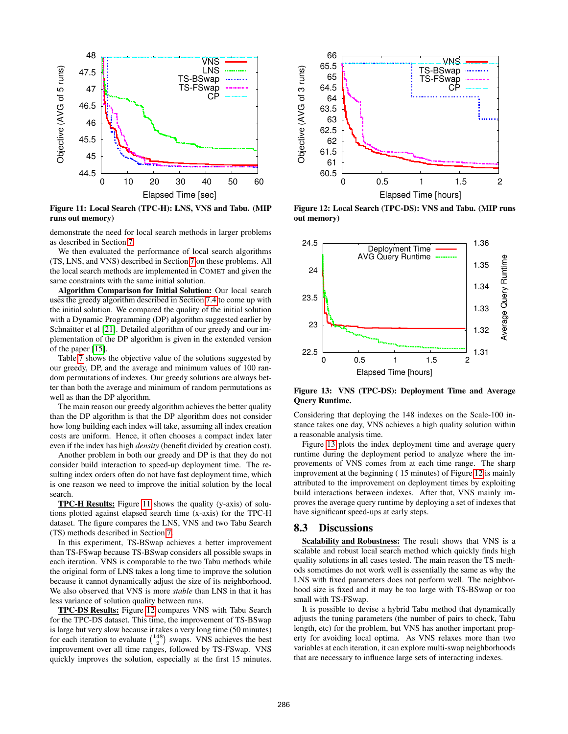Figure 11: Local Search (TPC-H): LNS, VNS and Tabu. (MIP runs out memory)

Figure 12: Local Search (TPC-DS): VNS and Tabu. (MIP runs out memory)

demonstrate the need for local search methods in larger problems as described in Section 7.

We then evaluated the performance of local search algorithms (TS, LNS, and VNS) described in Section 7 on these problems. All the local search methods are implemented in COMET and given the same constraints with the same initial solution.

**Algorithm Comparison for Initial Solution:** Our local search uses the greedy algorithm described in Section 7.4 to come up with the initial solution. We compared the quality of the initial solution with a Dynamic Programming (DP) algorithm suggested earlier by Schnaitter et al [21]. Detailed algorithm of our greedy and our implementation of the DP algorithm is given in the extended version of the paper [15].

Table 7 shows the objective value of the solutions suggested by our greedy, DP, and the average and minimum values of 100 random permutations of indexes. Our greedy solutions are always better than both the average and minimum of random permutations as well as than the DP algorithm.

The main reason our greedy algorithm achieves the better quality than the DP algorithm is that the DP algorithm does not consider how long building each index will take, assuming all index creation costs are uniform. Hence, it often chooses a compact index later even if the index has high *density* (benefit divided by creation cost).

Another problem in both our greedy and DP is that they do not consider build interaction to speed-up deployment time. The resulting index orders often do not have fast deployment time, which is one reason we need to improve the initial solution by the local search.

**TPC-H Results:** Figure 11 shows the quality (y-axis) of solutions plotted against elapsed search time (x-axis) for the TPC-H dataset. The figure compares the LNS, VNS and two Tabu Search (TS) methods described in Section 7.

In this experiment, TS-BSwap achieves a better improvement than TS-FSwap because TS-BSwap considers all possible swaps in each iteration. VNS is comparable to the two Tabu methods while the original form of LNS takes a long time to improve the solution because it cannot dynamically adjust the size of its neighborhood. We also observed that VNS is more *stable* than LNS in that it has less variance of solution quality between runs.

**TPC-DS Results:** Figure 12 compares VNS with Tabu Search for the TPC-DS dataset. This time, the improvement of TS-BSwap is large but very slow because it takes a very long time (50 minutes) for each iteration to evaluate $\binom{148}{2}$ swaps. VNS achieves the best improvement over all time ranges, followed by TS-FSwap. VNS quickly improves the solution, especially at the first 15 minutes.

Figure 13: VNS (TPC-DS): Deployment Time and Average Query Runtime.

Considering that deploying the 148 indexes on the Scale-100 instance takes one day, VNS achieves a high quality solution within a reasonable analysis time.

Figure 13 plots the index deployment time and average query runtime during the deployment period to analyze where the improvements of VNS comes from at each time range. The sharp improvement at the beginning ( 15 minutes) of Figure 12 is mainly attributed to the improvement on deployment times by exploiting build interactions between indexes. After that, VNS mainly improves the average query runtime by deploying a set of indexes that have significant speed-ups at early steps.

## 8.3 Discussions

**Scalability and Robustness:** The result shows that VNS is a scalable and robust local search method which quickly finds high quality solutions in all cases tested. The main reason the TS methods sometimes do not work well is essentially the same as why the LNS with fixed parameters does not perform well. The neighborhood size is fixed and it may be too large with TS-BSwap or too small with TS-FSwap.

It is possible to devise a hybrid Tabu method that dynamically adjusts the tuning parameters (the number of pairs to check, Tabu length, etc) for the problem, but VNS has another important property for avoiding local optima. As VNS relaxes more than two variables at each iteration, it can explore multi-swap neighborhoods that are necessary to influence large sets of interacting indexes.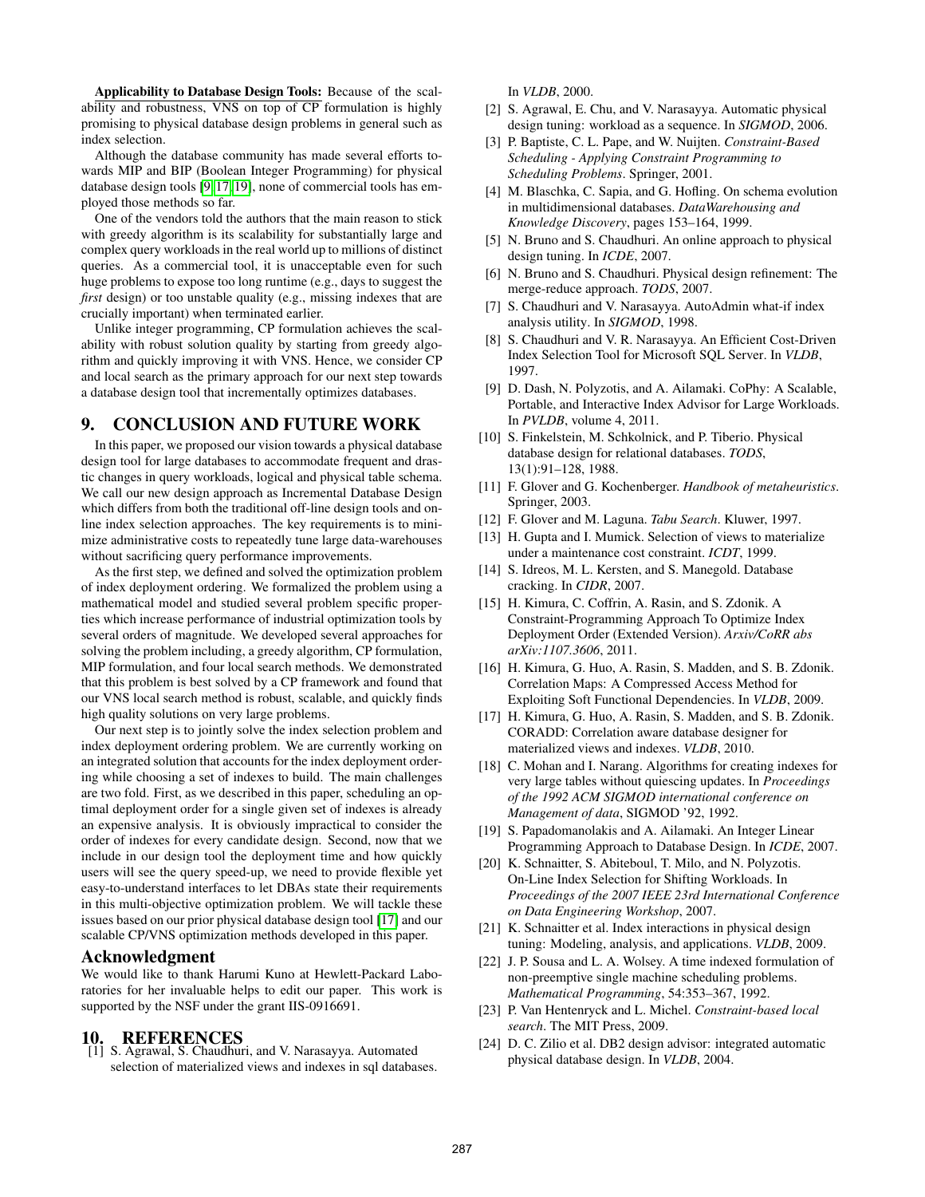**Applicability to Database Design Tools:** Because of the scalability and robustness, VNS on top of CP formulation is highly promising to physical database design problems in general such as index selection.

Although the database community has made several efforts towards MIP and BIP (Boolean Integer Programming) for physical database design tools [9, 17, 19], none of commercial tools has employed those methods so far.

One of the vendors told the authors that the main reason to stick with greedy algorithm is its scalability for substantially large and complex query workloads in the real world up to millions of distinct queries. As a commercial tool, it is unacceptable even for such huge problems to expose too long runtime (e.g., days to suggest the *first* design) or too unstable quality (e.g., missing indexes that are crucially important) when terminated earlier.

Unlike integer programming, CP formulation achieves the scalability with robust solution quality by starting from greedy algorithm and quickly improving it with VNS. Hence, we consider CP and local search as the primary approach for our next step towards a database design tool that incrementally optimizes databases.

## 9. CONCLUSION AND FUTURE WORK

In this paper, we proposed our vision towards a physical database design tool for large databases to accommodate frequent and drastic changes in query workloads, logical and physical table schema. We call our new design approach as Incremental Database Design which differs from both the traditional off-line design tools and online index selection approaches. The key requirements is to minimize administrative costs to repeatedly tune large data-warehouses without sacrificing query performance improvements.

As the first step, we defined and solved the optimization problem of index deployment ordering. We formalized the problem using a mathematical model and studied several problem specific properties which increase performance of industrial optimization tools by several orders of magnitude. We developed several approaches for solving the problem including, a greedy algorithm, CP formulation, MIP formulation, and four local search methods. We demonstrated that this problem is best solved by a CP framework and found that our VNS local search method is robust, scalable, and quickly finds high quality solutions on very large problems.

Our next step is to jointly solve the index selection problem and index deployment ordering problem. We are currently working on an integrated solution that accounts for the index deployment ordering while choosing a set of indexes to build. The main challenges are two fold. First, as we described in this paper, scheduling an optimal deployment order for a single given set of indexes is already an expensive analysis. It is obviously impractical to consider the order of indexes for every candidate design. Second, now that we include in our design tool the deployment time and how quickly users will see the query speed-up, we need to provide flexible yet easy-to-understand interfaces to let DBAs state their requirements in this multi-objective optimization problem. We will tackle these issues based on our prior physical database design tool [17] and our scalable CP/VNS optimization methods developed in this paper.

### Acknowledgment

We would like to thank Harumi Kuno at Hewlett-Packard Laboratories for her invaluable helps to edit our paper. This work is supported by the NSF under the grant IIS-0916691.

## 10. REFERENCES

[1] S. Agrawal, S. Chaudhuri, and V. Narasayya. Automated selection of materialized views and indexes in sql databases. In *VLDB*, 2000.

[2] S. Agrawal, E. Chu, and V. Narasayya. Automatic physical design tuning: workload as a sequence. In *SIGMOD*, 2006.

[3] P. Baptiste, C. L. Pape, and W. Nuijten. *Constraint-Based Scheduling - Applying Constraint Programming to Scheduling Problems*. Springer, 2001.

[4] M. Blaschka, C. Sapia, and G. Hofling. On schema evolution in multidimensional databases. *DataWarehousing and Knowledge Discovery*, pages 153–164, 1999.

[5] N. Bruno and S. Chaudhuri. An online approach to physical design tuning. In *ICDE*, 2007.

[6] N. Bruno and S. Chaudhuri. Physical design refinement: The merge-reduce approach. *TODS*, 2007.

[7] S. Chaudhuri and V. Narasayya. AutoAdmin what-if index analysis utility. In *SIGMOD*, 1998.

[8] S. Chaudhuri and V. R. Narasayya. An Efficient Cost-Driven Index Selection Tool for Microsoft SQL Server. In *VLDB*, 1997.

[9] D. Dash, N. Polyzotis, and A. Ailamaki. CoPhy: A Scalable, Portable, and Interactive Index Advisor for Large Workloads. In *PVLDB*, volume 4, 2011.

[10] S. Finkelstein, M. Schkolnick, and P. Tiberio. Physical database design for relational databases. *TODS*, 13(1):91–128, 1988.

[11] F. Glover and G. Kochenberger. *Handbook of metaheuristics*. Springer, 2003.

[12] F. Glover and M. Laguna. *Tabu Search*. Kluwer, 1997.

[13] H. Gupta and I. Mumick. Selection of views to materialize under a maintenance cost constraint. *ICDT*, 1999.

[14] S. Idreos, M. L. Kersten, and S. Manegold. Database cracking. In *CIDR*, 2007.

[15] H. Kimura, C. Coffrin, A. Rasin, and S. Zdonik. A Constraint-Programming Approach To Optimize Index Deployment Order (Extended Version). *Arxiv/CoRR abs arXiv:1107.3606*, 2011.

[16] H. Kimura, G. Huo, A. Rasin, S. Madden, and S. B. Zdonik. Correlation Maps: A Compressed Access Method for Exploiting Soft Functional Dependencies. In *VLDB*, 2009.

[17] H. Kimura, G. Huo, A. Rasin, S. Madden, and S. B. Zdonik. CORADD: Correlation aware database designer for materialized views and indexes. *VLDB*, 2010.

[18] C. Mohan and I. Narang. Algorithms for creating indexes for very large tables without quiescing updates. In *Proceedings of the 1992 ACM SIGMOD international conference on Management of data*, SIGMOD '92, 1992.

[19] S. Papadomanolakis and A. Ailamaki. An Integer Linear Programming Approach to Database Design. In *ICDE*, 2007.

[20] K. Schnaitter, S. Abiteboul, T. Milo, and N. Polyzotis. On-Line Index Selection for Shifting Workloads. In *Proceedings of the 2007 IEEE 23rd International Conference on Data Engineering Workshop*, 2007.

[21] K. Schnaitter et al. Index interactions in physical design tuning: Modeling, analysis, and applications. *VLDB*, 2009.

[22] J. P. Sousa and L. A. Wolsey. A time indexed formulation of non-preemptive single machine scheduling problems. *Mathematical Programming*, 54:353–367, 1992.

[23] P. Van Hentenryck and L. Michel. *Constraint-based local search*. The MIT Press, 2009.

[24] D. C. Zilio et al. DB2 design advisor: integrated automatic physical database design. In *VLDB*, 2004.